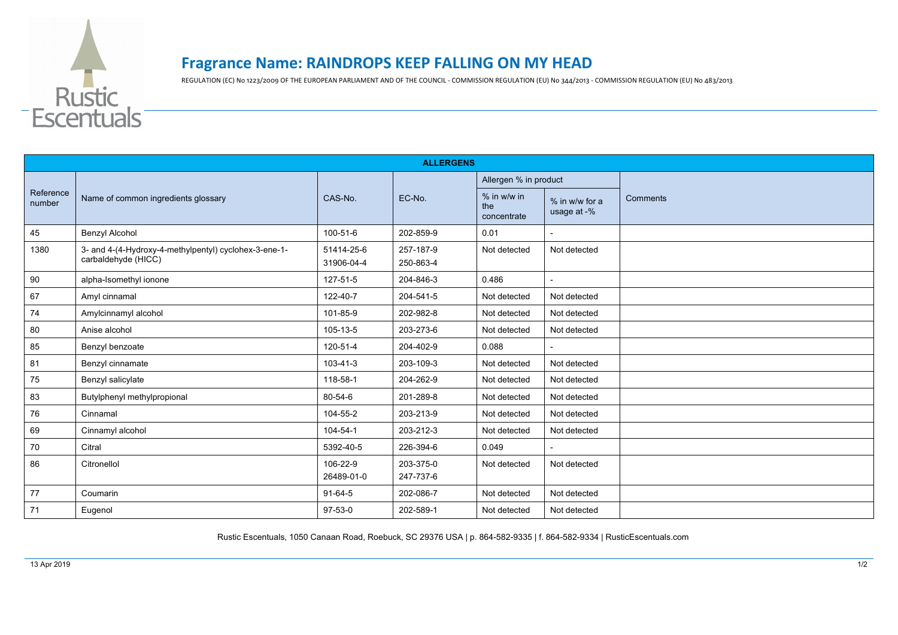Rustic Escentuals

# Fragrance Name: RAINDROPS KEEP FALLING ON MY HEAD

REGULATION (EC) No 1223/2009 OF THE EUROPEAN PARLIAMENT AND OF THE COUNCIL - COMMISSION REGULATION (EU) No 344/2013 - COMMISSION REGULATION (EU) No 483/2013

| ALLERGENS | | | | | | |
|---|---|---|---|---|---|---|
| Reference number | Name of common ingredients glossary | CAS-No. | EC-No. | Allergen % in product | | Comments |
| | | | | % in w/w in the concentrate | % in w/w for a usage at -% | |
| 45 | Benzyl Alcohol | 100-51-6 | 202-859-9 | 0.01 | - | |
| 1380 | 3- and 4-(4-Hydroxy-4-methylpentyl) cyclohex-3-ene-1-carbaldehyde (HICC) | 51414-25-6 31906-04-4 | 257-187-9 250-863-4 | Not detected | Not detected | |
| 90 | alpha-Isomethyl ionone | 127-51-5 | 204-846-3 | 0.486 | - | |
| 67 | Amyl cinnamal | 122-40-7 | 204-541-5 | Not detected | Not detected | |
| 74 | Amylcinnamyl alcohol | 101-85-9 | 202-982-8 | Not detected | Not detected | |
| 80 | Anise alcohol | 105-13-5 | 203-273-6 | Not detected | Not detected | |
| 85 | Benzyl benzoate | 120-51-4 | 204-402-9 | 0.088 | - | |
| 81 | Benzyl cinnamate | 103-41-3 | 203-109-3 | Not detected | Not detected | |
| 75 | Benzyl salicylate | 118-58-1 | 204-262-9 | Not detected | Not detected | |
| 83 | Butylphenyl methylpropional | 80-54-6 | 201-289-8 | Not detected | Not detected | |
| 76 | Cinnamal | 104-55-2 | 203-213-9 | Not detected | Not detected | |
| 69 | Cinnamyl alcohol | 104-54-1 | 203-212-3 | Not detected | Not detected | |
| 70 | Citral | 5392-40-5 | 226-394-6 | 0.049 | - | |
| 86 | Citronellol | 106-22-9 26489-01-0 | 203-375-0 247-737-6 | Not detected | Not detected | |
| 77 | Coumarin | 91-64-5 | 202-086-7 | Not detected | Not detected | |
| 71 | Eugenol | 97-53-0 | 202-589-1 | Not detected | Not detected | |

Rustic Escentuals, 1050 Canaan Road, Roebuck, SC 29376 USA | p. 864-582-9335 | f. 864-582-9334 | RusticEscentuals.com

13 Apr 2019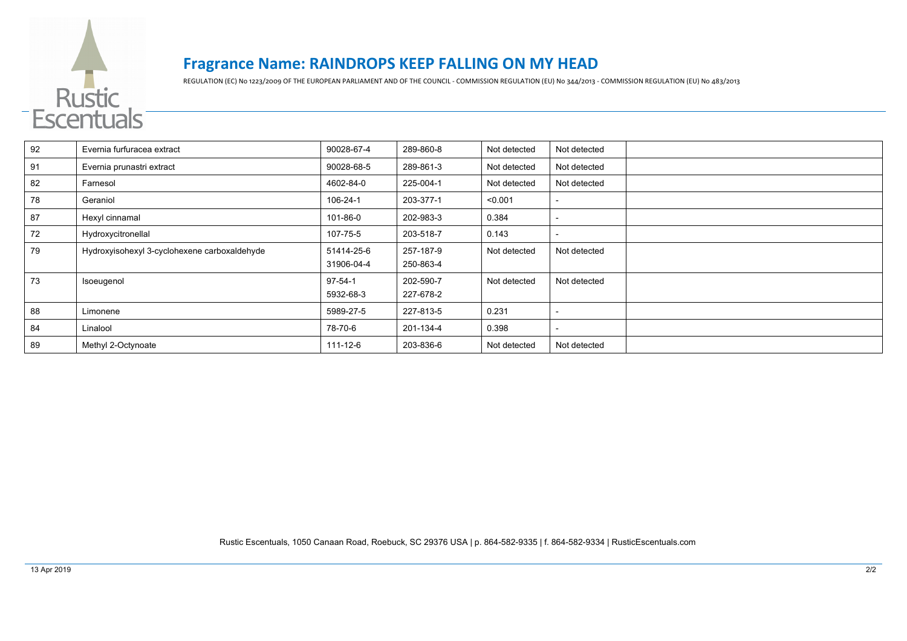# Fragrance Name: RAINDROPS KEEP FALLING ON MY HEAD

REGULATION (EC) No 1223/2009 OF THE EUROPEAN PARLIAMENT AND OF THE COUNCIL - COMMISSION REGULATION (EU) No 344/2013 - COMMISSION REGULATION (EU) No 483/2013

| | | | | | | |
|---|---|---|---|---|---|---|
| 92 | Evernia furfuracea extract | 90028-67-4 | 289-860-8 | Not detected | Not detected | |
| 91 | Evernia prunastri extract | 90028-68-5 | 289-861-3 | Not detected | Not detected | |
| 82 | Farnesol | 4602-84-0 | 225-004-1 | Not detected | Not detected | |
| 78 | Geraniol | 106-24-1 | 203-377-1 | <0.001 | - | |
| 87 | Hexyl cinnamal | 101-86-0 | 202-983-3 | 0.384 | - | |
| 72 | Hydroxycitronellal | 107-75-5 | 203-518-7 | 0.143 | - | |
| 79 | Hydroxyisohexyl 3-cyclohexene carboxaldehyde | 51414-25-6<br>31906-04-4 | 257-187-9<br>250-863-4 | Not detected | Not detected | |
| 73 | Isoeugenol | 97-54-1<br>5932-68-3 | 202-590-7<br>227-678-2 | Not detected | Not detected | |
| 88 | Limonene | 5989-27-5 | 227-813-5 | 0.231 | - | |
| 84 | Linalool | 78-70-6 | 201-134-4 | 0.398 | - | |
| 89 | Methyl 2-Octynoate | 111-12-6 | 203-836-6 | Not detected | Not detected | |

Rustic Escentuals, 1050 Canaan Road, Roebuck, SC 29376 USA | p. 864-582-9335 | f. 864-582-9334 | RusticEscentuals.com

13 Apr 2019